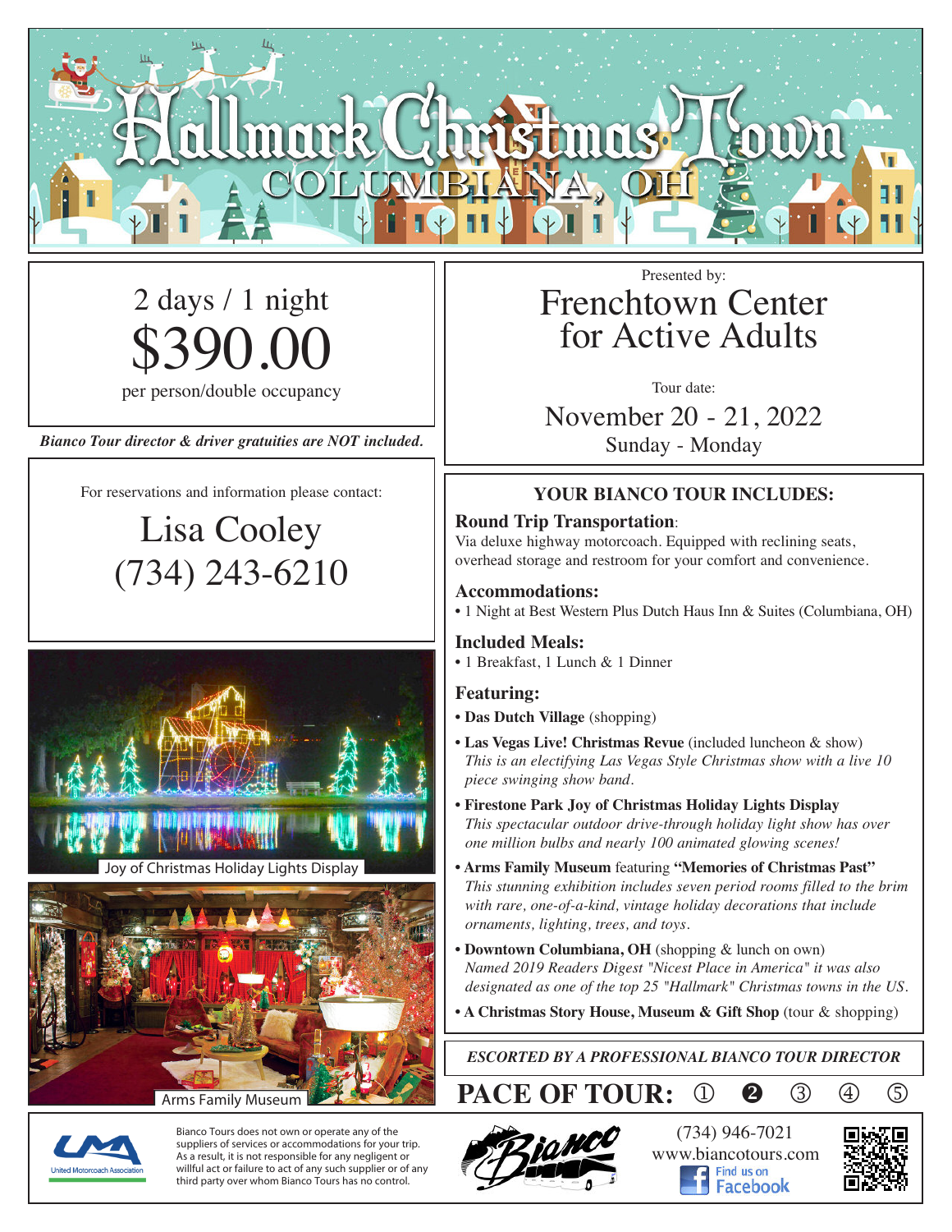# Hallmark Christmas Town

## COLUMBIANA, OH

2 days / 1 night

**$390.00**

per person/double occupancy

*Bianco Tour director & driver gratuities are NOT included.*

For reservations and information please contact:

**Lisa Cooley**
**(734) 243-6210**

Presented by:

## Frenchtown Center for Active Adults

Tour date:

**November 20 - 21, 2022**
Sunday - Monday

### YOUR BIANCO TOUR INCLUDES:

**Round Trip Transportation**:
Via deluxe highway motorcoach. Equipped with reclining seats, overhead storage and restroom for your comfort and convenience.

**Accommodations:**
- 1 Night at Best Western Plus Dutch Haus Inn & Suites (Columbiana, OH)

**Included Meals:**
- 1 Breakfast, 1 Lunch & 1 Dinner

**Featuring:**
- **Das Dutch Village** (shopping)
- **Las Vegas Live! Christmas Revue** (included luncheon & show)
  *This is an electrifying Las Vegas Style Christmas show with a live 10 piece swinging show band.*
- **Firestone Park Joy of Christmas Holiday Lights Display**
  *This spectacular outdoor drive-through holiday light show has over one million bulbs and nearly 100 animated glowing scenes!*
- **Arms Family Museum** featuring **"Memories of Christmas Past"**
  *This stunning exhibition includes seven period rooms filled to the brim with rare, one-of-a-kind, vintage holiday decorations that include ornaments, lighting, trees, and toys.*
- **Downtown Columbiana, OH** (shopping & lunch on own)
  *Named 2019 Readers Digest "Nicest Place in America" it was also designated as one of the top 25 "Hallmark" Christmas towns in the US.*
- **A Christmas Story House, Museum & Gift Shop** (tour & shopping)

*ESCORTED BY A PROFESSIONAL BIANCO TOUR DIRECTOR*

**PACE OF TOUR:** ① ❷ ③ ④ ⑤

Joy of Christmas Holiday Lights Display

Arms Family Museum

United Motorcoach Association

Bianco Tours does not own or operate any of the suppliers of services or accommodations for your trip. As a result, it is not responsible for any negligent or willful act or failure to act of any such supplier or of any third party over whom Bianco Tours has no control.

(734) 946-7021
www.biancotours.com
Find us on Facebook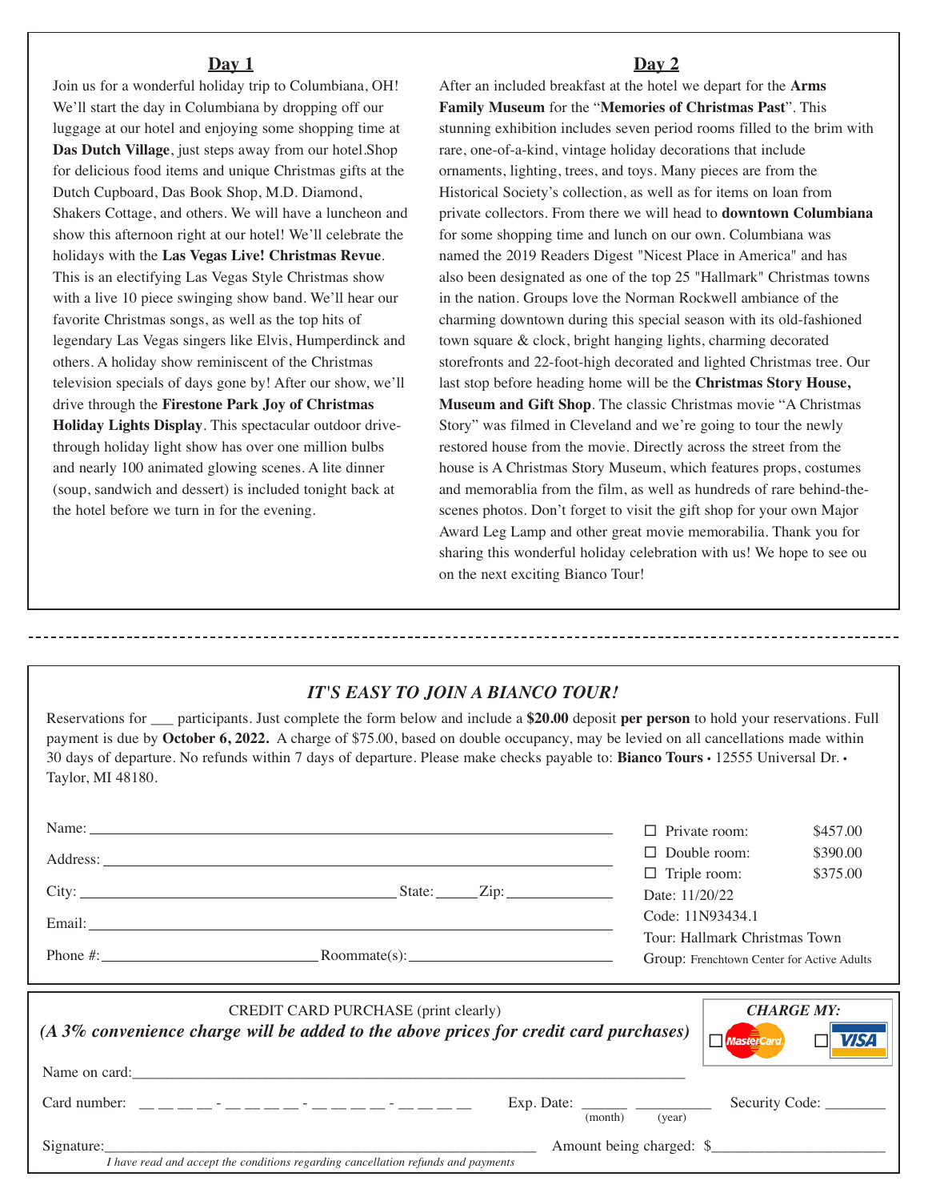## Day 1

Join us for a wonderful holiday trip to Columbiana, OH! We'll start the day in Columbiana by dropping off our luggage at our hotel and enjoying some shopping time at **Das Dutch Village**, just steps away from our hotel.Shop for delicious food items and unique Christmas gifts at the Dutch Cupboard, Das Book Shop, M.D. Diamond, Shakers Cottage, and others. We will have a luncheon and show this afternoon right at our hotel! We'll celebrate the holidays with the **Las Vegas Live! Christmas Revue**. This is an electrifying Las Vegas Style Christmas show with a live 10 piece swinging show band. We'll hear our favorite Christmas songs, as well as the top hits of legendary Las Vegas singers like Elvis, Humperdinck and others. A holiday show reminiscent of the Christmas television specials of days gone by! After our show, we'll drive through the **Firestone Park Joy of Christmas Holiday Lights Display**. This spectacular outdoor drive-through holiday light show has over one million bulbs and nearly 100 animated glowing scenes. A lite dinner (soup, sandwich and dessert) is included tonight back at the hotel before we turn in for the evening.

## Day 2

After an included breakfast at the hotel we depart for the **Arms Family Museum** for the "**Memories of Christmas Past**". This stunning exhibition includes seven period rooms filled to the brim with rare, one-of-a-kind, vintage holiday decorations that include ornaments, lighting, trees, and toys. Many pieces are from the Historical Society's collection, as well as for items on loan from private collectors. From there we will head to **downtown Columbiana** for some shopping time and lunch on our own. Columbiana was named the 2019 Readers Digest "Nicest Place in America" and has also been designated as one of the top 25 "Hallmark" Christmas towns in the nation. Groups love the Norman Rockwell ambiance of the charming downtown during this special season with its old-fashioned town square & clock, bright hanging lights, charming decorated storefronts and 22-foot-high decorated and lighted Christmas tree. Our last stop before heading home will be the **Christmas Story House, Museum and Gift Shop**. The classic Christmas movie "A Christmas Story" was filmed in Cleveland and we're going to tour the newly restored house from the movie. Directly across the street from the house is A Christmas Story Museum, which features props, costumes and memorablia from the film, as well as hundreds of rare behind-the-scenes photos. Don't forget to visit the gift shop for your own Major Award Leg Lamp and other great movie memorabilia. Thank you for sharing this wonderful holiday celebration with us! We hope to see ou on the next exciting Bianco Tour!

---

## *IT'S EASY TO JOIN A BIANCO TOUR!*

Reservations for ___ participants. Just complete the form below and include a **$20.00** deposit **per person** to hold your reservations. Full payment is due by **October 6, 2022.** A charge of $75.00, based on double occupancy, may be levied on all cancellations made within 30 days of departure. No refunds within 7 days of departure. Please make checks payable to: **Bianco Tours** • 12555 Universal Dr. • Taylor, MI 48180.

Name: ______________________________

Address: ______________________________

City: ____________________ State: ______ Zip: ______________

Email: ______________________________

Phone #: ____________________ Roommate(s): ____________________

☐ Private room: $457.00
☐ Double room: $390.00
☐ Triple room: $375.00

Date: 11/20/22
Code: 11N93434.1
Tour: Hallmark Christmas Town
Group: Frenchtown Center for Active Adults

CREDIT CARD PURCHASE (print clearly)

***(A 3% convenience charge will be added to the above prices for credit card purchases)***

***CHARGE MY:*** ☐ MasterCard ☐ VISA

Name on card: ______________________________

Card number: __ __ __ __ - __ __ __ __ - __ __ __ __ - __ __ __ __   Exp. Date: ______ (month) ________ (year)   Security Code: ________

Signature: ______________________________   Amount being charged: $____________________

*I have read and accept the conditions regarding cancellation refunds and payments*